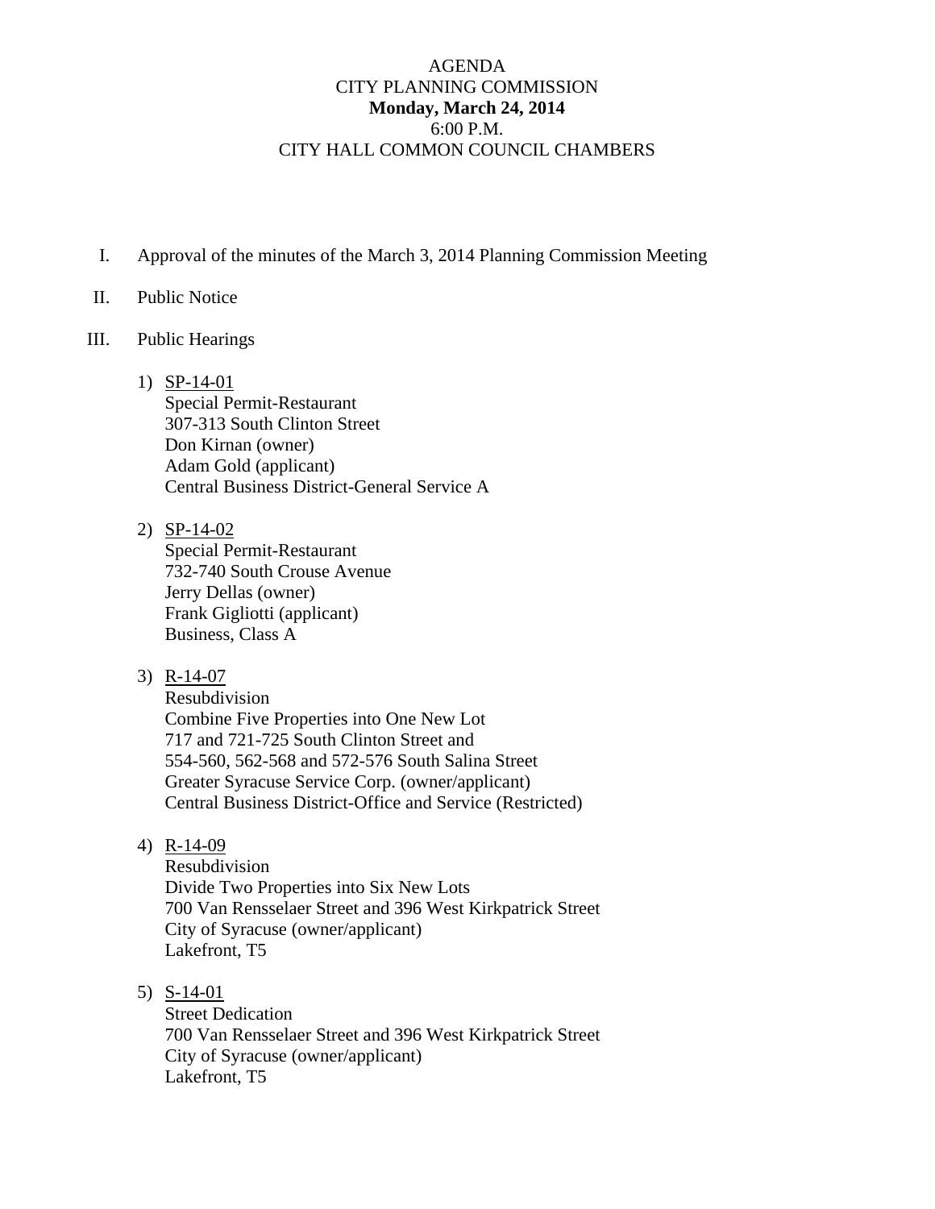# AGENDA
## CITY PLANNING COMMISSION
**Monday, March 24, 2014**
6:00 P.M.
CITY HALL COMMON COUNCIL CHAMBERS

I. Approval of the minutes of the March 3, 2014 Planning Commission Meeting

II. Public Notice

III. Public Hearings

1) SP-14-01
   Special Permit-Restaurant
   307-313 South Clinton Street
   Don Kirnan (owner)
   Adam Gold (applicant)
   Central Business District-General Service A

2) SP-14-02
   Special Permit-Restaurant
   732-740 South Crouse Avenue
   Jerry Dellas (owner)
   Frank Gigliotti (applicant)
   Business, Class A

3) R-14-07
   Resubdivision
   Combine Five Properties into One New Lot
   717 and 721-725 South Clinton Street and
   554-560, 562-568 and 572-576 South Salina Street
   Greater Syracuse Service Corp. (owner/applicant)
   Central Business District-Office and Service (Restricted)

4) R-14-09
   Resubdivision
   Divide Two Properties into Six New Lots
   700 Van Rensselaer Street and 396 West Kirkpatrick Street
   City of Syracuse (owner/applicant)
   Lakefront, T5

5) S-14-01
   Street Dedication
   700 Van Rensselaer Street and 396 West Kirkpatrick Street
   City of Syracuse (owner/applicant)
   Lakefront, T5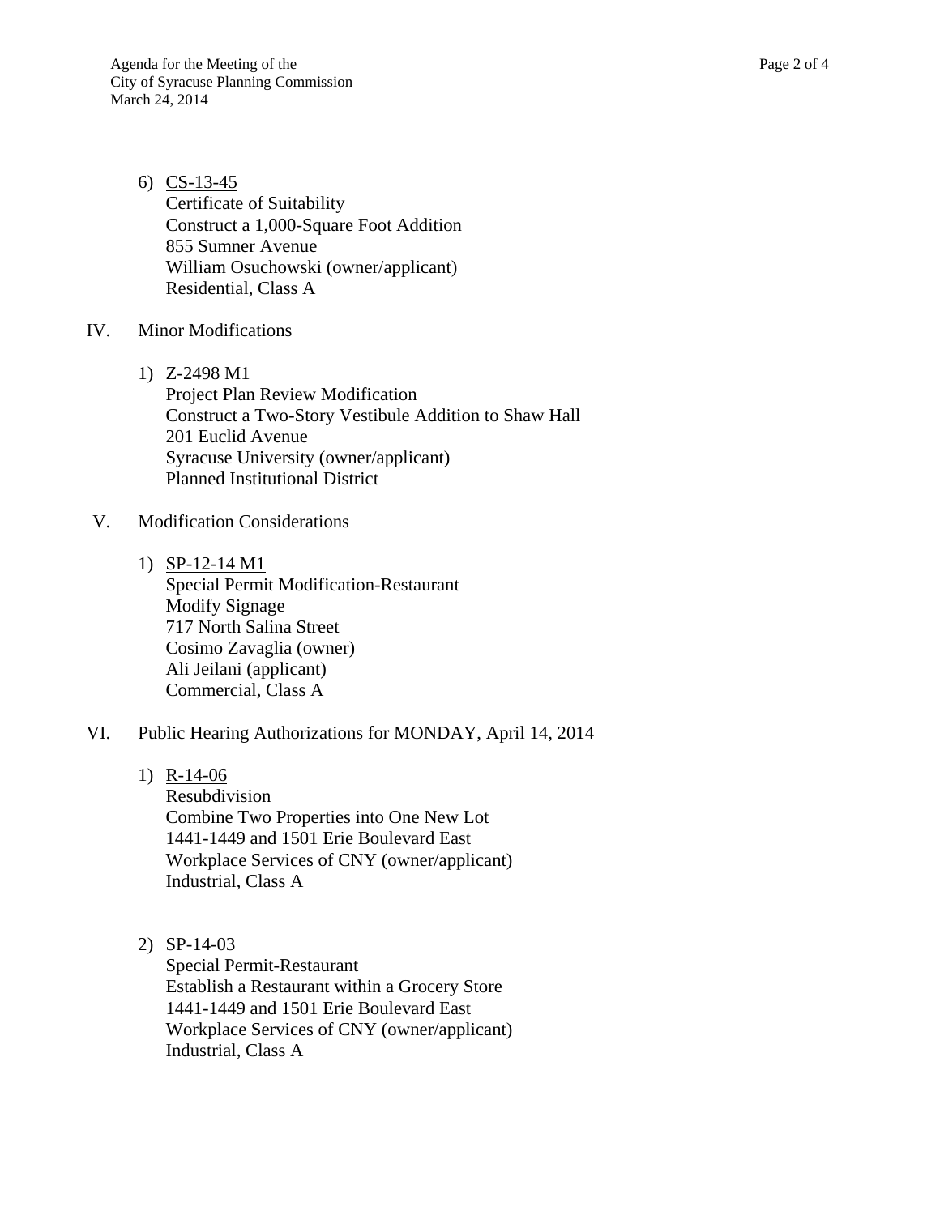6) <u>CS-13-45</u>
   Certificate of Suitability
   Construct a 1,000-Square Foot Addition
   855 Sumner Avenue
   William Osuchowski (owner/applicant)
   Residential, Class A

IV. Minor Modifications

1) <u>Z-2498 M1</u>
   Project Plan Review Modification
   Construct a Two-Story Vestibule Addition to Shaw Hall
   201 Euclid Avenue
   Syracuse University (owner/applicant)
   Planned Institutional District

V. Modification Considerations

1) <u>SP-12-14 M1</u>
   Special Permit Modification-Restaurant
   Modify Signage
   717 North Salina Street
   Cosimo Zavaglia (owner)
   Ali Jeilani (applicant)
   Commercial, Class A

VI. Public Hearing Authorizations for MONDAY, April 14, 2014

1) <u>R-14-06</u>
   Resubdivision
   Combine Two Properties into One New Lot
   1441-1449 and 1501 Erie Boulevard East
   Workplace Services of CNY (owner/applicant)
   Industrial, Class A

2) <u>SP-14-03</u>
   Special Permit-Restaurant
   Establish a Restaurant within a Grocery Store
   1441-1449 and 1501 Erie Boulevard East
   Workplace Services of CNY (owner/applicant)
   Industrial, Class A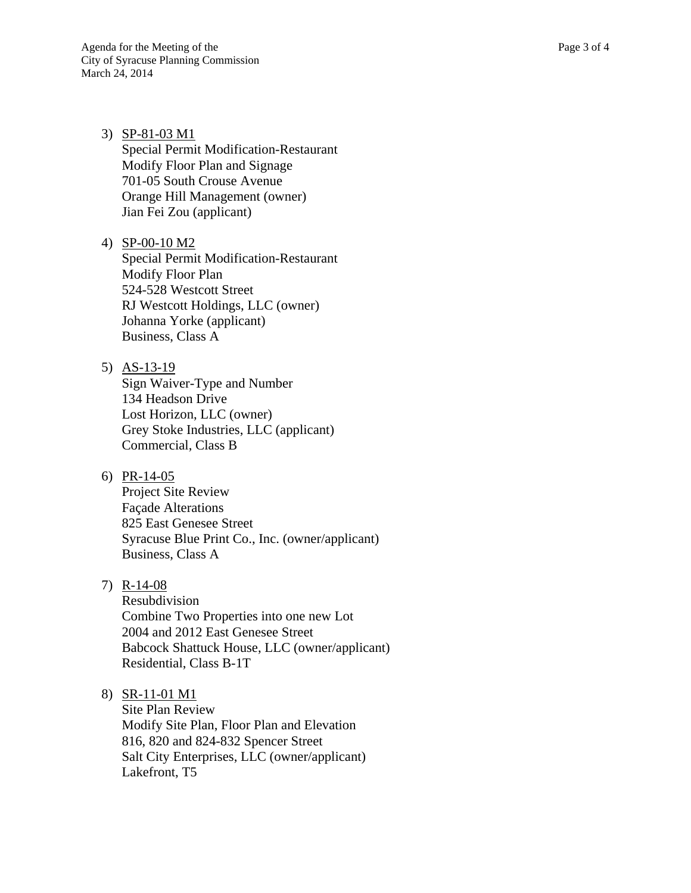3) <u>SP-81-03 M1</u>
   Special Permit Modification-Restaurant
   Modify Floor Plan and Signage
   701-05 South Crouse Avenue
   Orange Hill Management (owner)
   Jian Fei Zou (applicant)

4) <u>SP-00-10 M2</u>
   Special Permit Modification-Restaurant
   Modify Floor Plan
   524-528 Westcott Street
   RJ Westcott Holdings, LLC (owner)
   Johanna Yorke (applicant)
   Business, Class A

5) <u>AS-13-19</u>
   Sign Waiver-Type and Number
   134 Headson Drive
   Lost Horizon, LLC (owner)
   Grey Stoke Industries, LLC (applicant)
   Commercial, Class B

6) <u>PR-14-05</u>
   Project Site Review
   Façade Alterations
   825 East Genesee Street
   Syracuse Blue Print Co., Inc. (owner/applicant)
   Business, Class A

7) <u>R-14-08</u>
   Resubdivision
   Combine Two Properties into one new Lot
   2004 and 2012 East Genesee Street
   Babcock Shattuck House, LLC (owner/applicant)
   Residential, Class B-1T

8) <u>SR-11-01 M1</u>
   Site Plan Review
   Modify Site Plan, Floor Plan and Elevation
   816, 820 and 824-832 Spencer Street
   Salt City Enterprises, LLC (owner/applicant)
   Lakefront, T5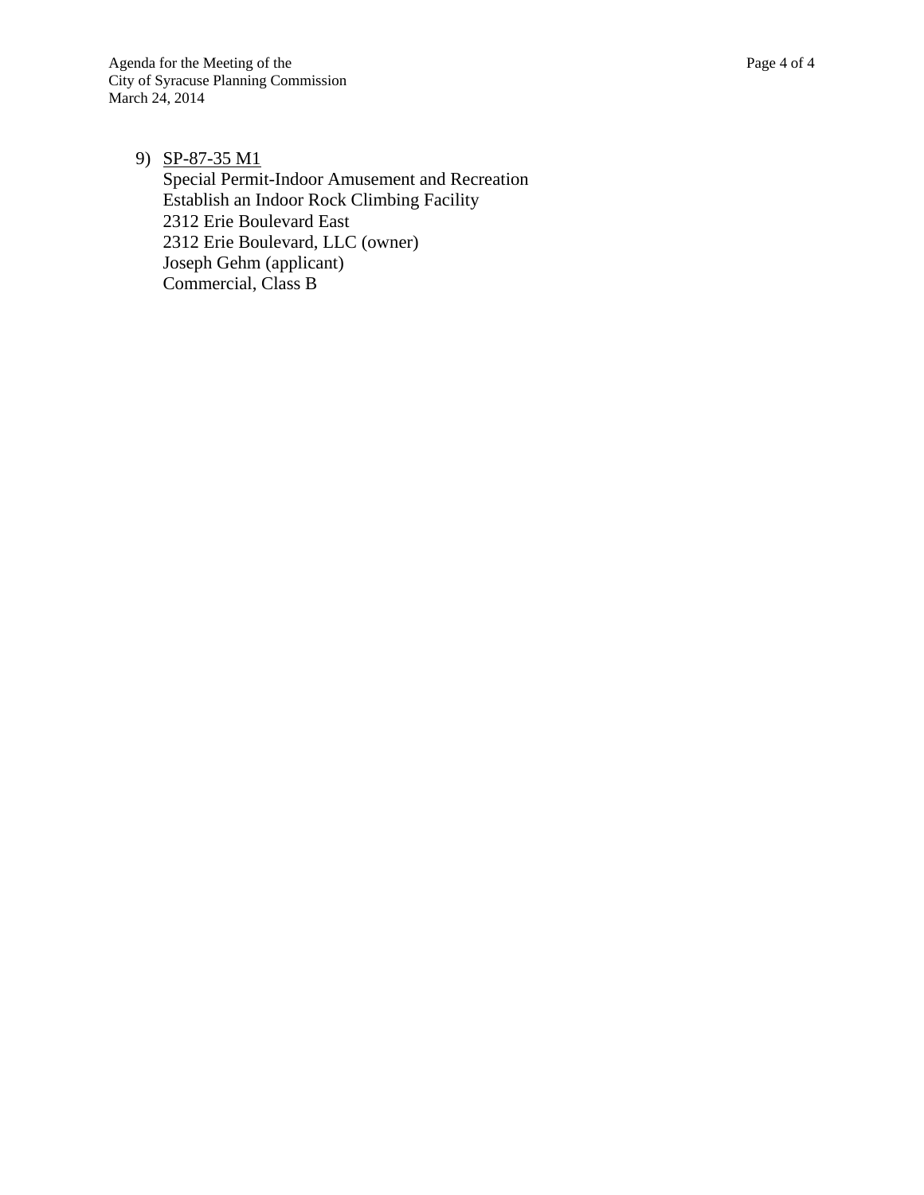9) SP-87-35 M1
   Special Permit-Indoor Amusement and Recreation
   Establish an Indoor Rock Climbing Facility
   2312 Erie Boulevard East
   2312 Erie Boulevard, LLC (owner)
   Joseph Gehm (applicant)
   Commercial, Class B